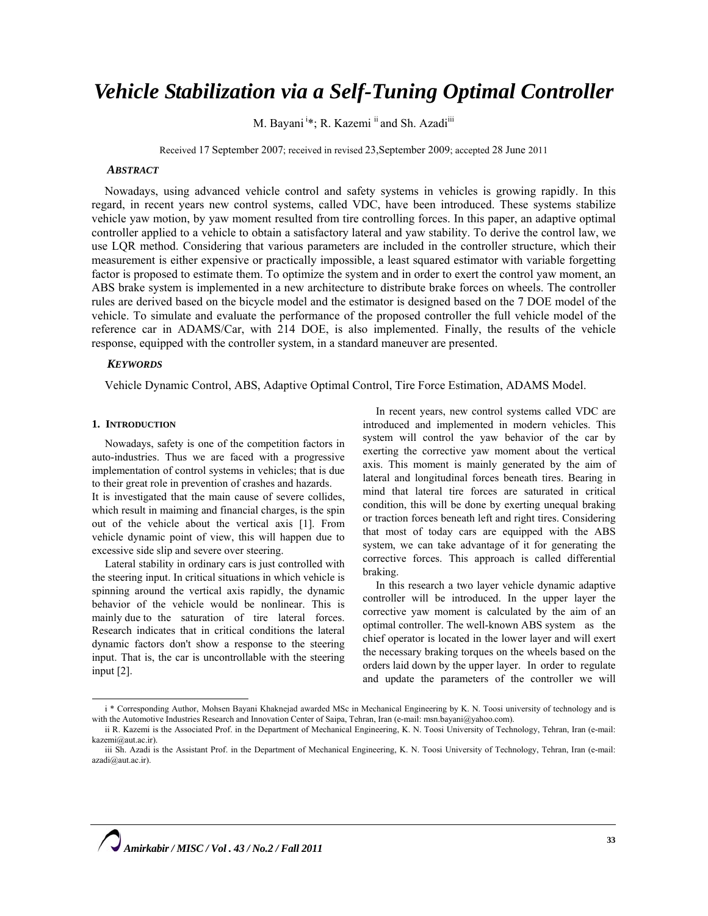# *Vehicle Stabilization via a Self-Tuning Optimal Controller*

M. Bayani [i]*; R. Kazemi [ii] and Sh. Azadi[iii]

Received 17 September 2007; received in revised 23,September 2009; accepted 28 June 2011

### *ABSTRACT*

Nowadays, using advanced vehicle control and safety systems in vehicles is growing rapidly. In this regard, in recent years new control systems, called VDC, have been introduced. These systems stabilize vehicle yaw motion, by yaw moment resulted from tire controlling forces. In this paper, an adaptive optimal controller applied to a vehicle to obtain a satisfactory lateral and yaw stability. To derive the control law, we use LQR method. Considering that various parameters are included in the controller structure, which their measurement is either expensive or practically impossible, a least squared estimator with variable forgetting factor is proposed to estimate them. To optimize the system and in order to exert the control yaw moment, an ABS brake system is implemented in a new architecture to distribute brake forces on wheels. The controller rules are derived based on the bicycle model and the estimator is designed based on the 7 DOE model of the vehicle. To simulate and evaluate the performance of the proposed controller the full vehicle model of the reference car in ADAMS/Car, with 214 DOE, is also implemented. Finally, the results of the vehicle response, equipped with the controller system, in a standard maneuver are presented.

### *KEYWORDS*

Vehicle Dynamic Control, ABS, Adaptive Optimal Control, Tire Force Estimation, ADAMS Model.

## 1. INTRODUCTION

Nowadays, safety is one of the competition factors in auto-industries. Thus we are faced with a progressive implementation of control systems in vehicles; that is due to their great role in prevention of crashes and hazards.
It is investigated that the main cause of severe collides, which result in maiming and financial charges, is the spin out of the vehicle about the vertical axis [1]. From vehicle dynamic point of view, this will happen due to excessive side slip and severe over steering.

Lateral stability in ordinary cars is just controlled with the steering input. In critical situations in which vehicle is spinning around the vertical axis rapidly, the dynamic behavior of the vehicle would be nonlinear. This is mainly due to the saturation of tire lateral forces. Research indicates that in critical conditions the lateral dynamic factors don't show a response to the steering input. That is, the car is uncontrollable with the steering input [2].

In recent years, new control systems called VDC are introduced and implemented in modern vehicles. This system will control the yaw behavior of the car by exerting the corrective yaw moment about the vertical axis. This moment is mainly generated by the aim of lateral and longitudinal forces beneath tires. Bearing in mind that lateral tire forces are saturated in critical condition, this will be done by exerting unequal braking or traction forces beneath left and right tires. Considering that most of today cars are equipped with the ABS system, we can take advantage of it for generating the corrective forces. This approach is called differential braking.

In this research a two layer vehicle dynamic adaptive controller will be introduced. In the upper layer the corrective yaw moment is calculated by the aim of an optimal controller. The well-known ABS system as the chief operator is located in the lower layer and will exert the necessary braking torques on the wheels based on the orders laid down by the upper layer. In order to regulate and update the parameters of the controller we will

---

i * Corresponding Author, Mohsen Bayani Khaknejad awarded MSc in Mechanical Engineering by K. N. Toosi university of technology and is with the Automotive Industries Research and Innovation Center of Saipa, Tehran, Iran (e-mail: msn.bayani@yahoo.com).

ii R. Kazemi is the Associated Prof. in the Department of Mechanical Engineering, K. N. Toosi University of Technology, Tehran, Iran (e-mail: kazemi@aut.ac.ir).

iii Sh. Azadi is the Assistant Prof. in the Department of Mechanical Engineering, K. N. Toosi University of Technology, Tehran, Iran (e-mail: azadi@aut.ac.ir).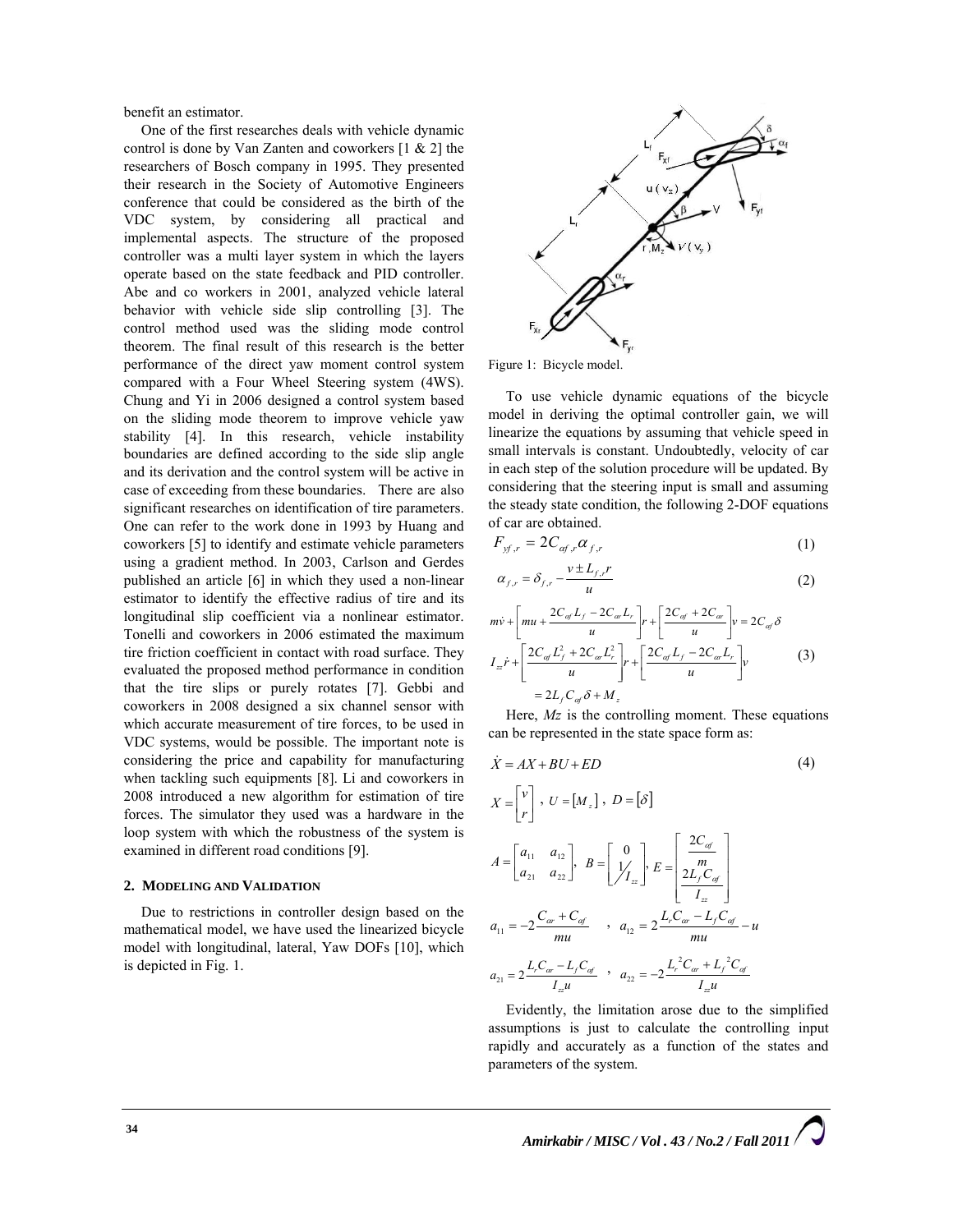benefit an estimator.

One of the first researches deals with vehicle dynamic control is done by Van Zanten and coworkers [1 & 2] the researchers of Bosch company in 1995. They presented their research in the Society of Automotive Engineers conference that could be considered as the birth of the VDC system, by considering all practical and implemental aspects. The structure of the proposed controller was a multi layer system in which the layers operate based on the state feedback and PID controller. Abe and co workers in 2001, analyzed vehicle lateral behavior with vehicle side slip controlling [3]. The control method used was the sliding mode control theorem. The final result of this research is the better performance of the direct yaw moment control system compared with a Four Wheel Steering system (4WS). Chung and Yi in 2006 designed a control system based on the sliding mode theorem to improve vehicle yaw stability [4]. In this research, vehicle instability boundaries are defined according to the side slip angle and its derivation and the control system will be active in case of exceeding from these boundaries. There are also significant researches on identification of tire parameters. One can refer to the work done in 1993 by Huang and coworkers [5] to identify and estimate vehicle parameters using a gradient method. In 2003, Carlson and Gerdes published an article [6] in which they used a non-linear estimator to identify the effective radius of tire and its longitudinal slip coefficient via a nonlinear estimator. Tonelli and coworkers in 2006 estimated the maximum tire friction coefficient in contact with road surface. They evaluated the proposed method performance in condition that the tire slips or purely rotates [7]. Gebbi and coworkers in 2008 designed a six channel sensor with which accurate measurement of tire forces, to be used in VDC systems, would be possible. The important note is considering the price and capability for manufacturing when tackling such equipments [8]. Li and coworkers in 2008 introduced a new algorithm for estimation of tire forces. The simulator they used was a hardware in the loop system with which the robustness of the system is examined in different road conditions [9].

## 2. Modeling and Validation

Due to restrictions in controller design based on the mathematical model, we have used the linearized bicycle model with longitudinal, lateral, Yaw DOFs [10], which is depicted in Fig. 1.

Figure 1: Bicycle model.

To use vehicle dynamic equations of the bicycle model in deriving the optimal controller gain, we will linearize the equations by assuming that vehicle speed in small intervals is constant. Undoubtedly, velocity of car in each step of the solution procedure will be updated. By considering that the steering input is small and assuming the steady state condition, the following 2-DOF equations of car are obtained.

$$F_{yf,r} = 2C_{\alpha f,r}\alpha_{f,r} \tag{1}$$

$$\alpha_{f,r} = \delta_{f,r} - \frac{v \pm L_{f,r} r}{u} \tag{2}$$

$$\begin{aligned} &m\dot{v} + \left[mu + \frac{2C_{\alpha f}L_f - 2C_{\alpha r}L_r}{u}\right]r + \left[\frac{2C_{\alpha f} + 2C_{\alpha r}}{u}\right]v = 2C_{\alpha f}\delta \\ &I_{zz}\dot{r} + \left[\frac{2C_{\alpha f}L_f^2 + 2C_{\alpha r}L_r^2}{u}\right]r + \left[\frac{2C_{\alpha f}L_f - 2C_{\alpha r}L_r}{u}\right]v \\ &\quad = 2L_f C_{\alpha f}\delta + M_z \end{aligned} \tag{3}$$

Here, *Mz* is the controlling moment. These equations can be represented in the state space form as:

$$\dot{X} = AX + BU + ED \tag{4}$$

$$X = \begin{bmatrix} v \\ r \end{bmatrix},\ U = [M_z],\ D = [\delta]$$

$$A = \begin{bmatrix} a_{11} & a_{12} \\ a_{21} & a_{22} \end{bmatrix},\ B = \begin{bmatrix} 0 \\ 1/I_{zz} \end{bmatrix},\ E = \begin{bmatrix} \dfrac{2C_{\alpha f}}{m} \\ \dfrac{2L_f C_{\alpha f}}{I_{zz}} \end{bmatrix}$$

$$a_{11} = -2\frac{C_{\alpha r} + C_{\alpha f}}{mu},\quad a_{12} = 2\frac{L_r C_{\alpha r} - L_f C_{\alpha f}}{mu} - u$$

$$a_{21} = 2\frac{L_r C_{\alpha r} - L_f C_{\alpha f}}{I_{zz}u},\quad a_{22} = -2\frac{L_r^2 C_{\alpha r} + L_f^2 C_{\alpha f}}{I_{zz}u}$$

Evidently, the limitation arose due to the simplified assumptions is just to calculate the controlling input rapidly and accurately as a function of the states and parameters of the system.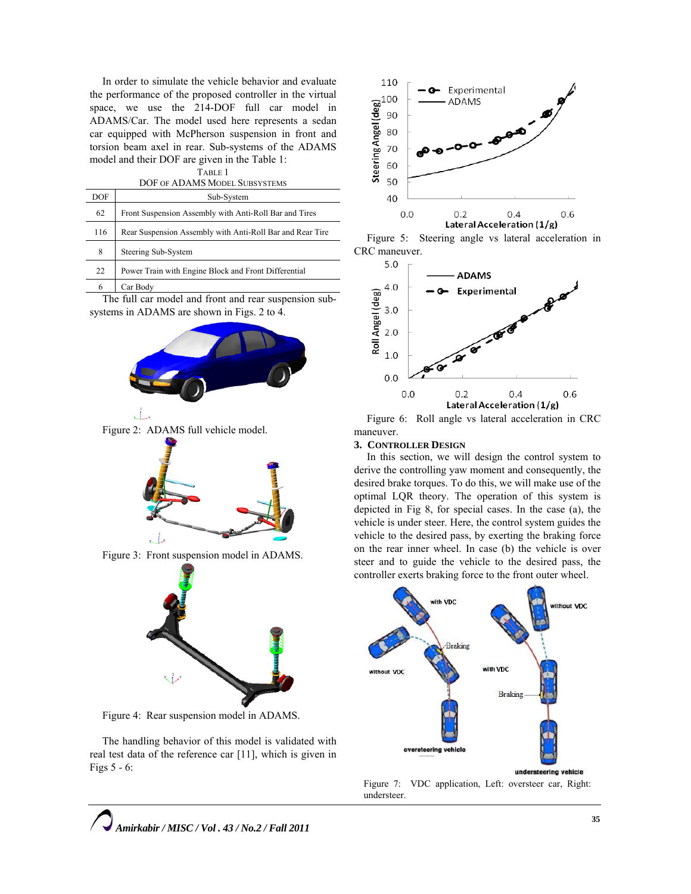In order to simulate the vehicle behavior and evaluate the performance of the proposed controller in the virtual space, we use the 214-DOF full car model in ADAMS/Car. The model used here represents a sedan car equipped with McPherson suspension in front and torsion beam axel in rear. Sub-systems of the ADAMS model and their DOF are given in the Table 1:

TABLE 1
DOF OF ADAMS MODEL SUBSYSTEMS

| DOF | Sub-System |
|---|---|
| 62 | Front Suspension Assembly with Anti-Roll Bar and Tires |
| 116 | Rear Suspension Assembly with Anti-Roll Bar and Rear Tire |
| 8 | Steering Sub-System |
| 22 | Power Train with Engine Block and Front Differential |
| 6 | Car Body |

The full car model and front and rear suspension sub-systems in ADAMS are shown in Figs. 2 to 4.

Figure 2: ADAMS full vehicle model.

Figure 3: Front suspension model in ADAMS.

Figure 4: Rear suspension model in ADAMS.

The handling behavior of this model is validated with real test data of the reference car [11], which is given in Figs 5 - 6:

Figure 5: Steering angle vs lateral acceleration in CRC maneuver.

Figure 6: Roll angle vs lateral acceleration in CRC maneuver.

## 3. CONTROLLER DESIGN

In this section, we will design the control system to derive the controlling yaw moment and consequently, the desired brake torques. To do this, we will make use of the optimal LQR theory. The operation of this system is depicted in Fig 8, for special cases. In the case (a), the vehicle is under steer. Here, the control system guides the vehicle to the desired pass, by exerting the braking force on the rear inner wheel. In case (b) the vehicle is over steer and to guide the vehicle to the desired pass, the controller exerts braking force to the front outer wheel.

Figure 7: VDC application, Left: oversteer car, Right: understeer.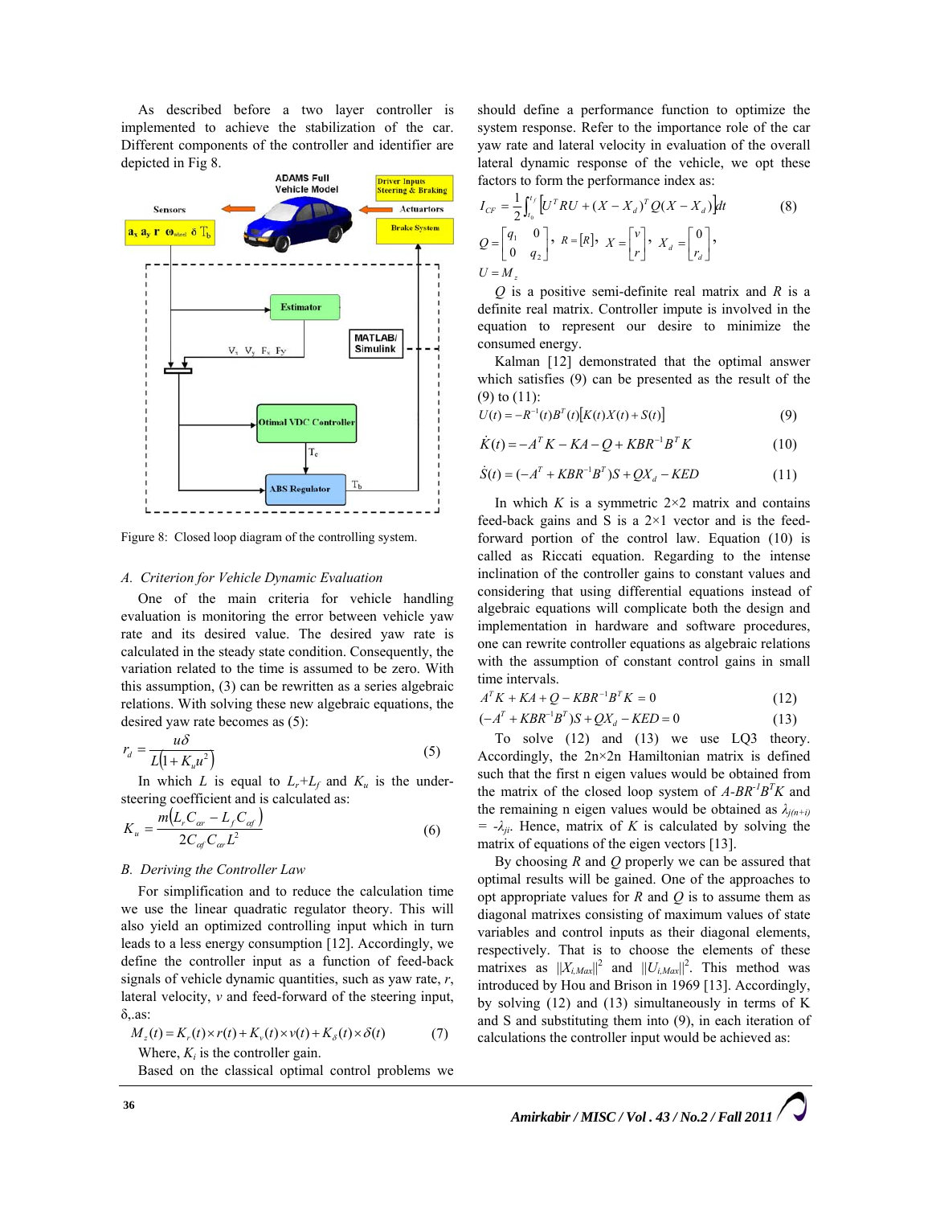As described before a two layer controller is implemented to achieve the stabilization of the car. Different components of the controller and identifier are depicted in Fig 8.

Figure 8: Closed loop diagram of the controlling system.

### A. Criterion for Vehicle Dynamic Evaluation

One of the main criteria for vehicle handling evaluation is monitoring the error between vehicle yaw rate and its desired value. The desired yaw rate is calculated in the steady state condition. Consequently, the variation related to the time is assumed to be zero. With this assumption, (3) can be rewritten as a series algebraic relations. With solving these new algebraic equations, the desired yaw rate becomes as (5):

$$r_d = \frac{u\delta}{L\left(1 + K_u u^2\right)} \tag{5}$$

In which $L$ is equal to $L_r$+$L_f$ and $K_u$ is the under-steering coefficient and is calculated as:

$$K_u = \frac{m\left(L_r C_{\alpha r} - L_f C_{\alpha f}\right)}{2 C_{\alpha f} C_{\alpha r} L^2} \tag{6}$$

### B. Deriving the Controller Law

For simplification and to reduce the calculation time we use the linear quadratic regulator theory. This will also yield an optimized controlling input which in turn leads to a less energy consumption [12]. Accordingly, we define the controller input as a function of feed-back signals of vehicle dynamic quantities, such as yaw rate, $r$, lateral velocity, $v$ and feed-forward of the steering input, $\delta$,.as:

$$M_z(t) = K_r(t) \times r(t) + K_v(t) \times v(t) + K_\delta(t) \times \delta(t) \tag{7}$$

Where, $K_i$ is the controller gain.

Based on the classical optimal control problems we should define a performance function to optimize the system response. Refer to the importance role of the car yaw rate and lateral velocity in evaluation of the overall lateral dynamic response of the vehicle, we opt these factors to form the performance index as:

$$I_{CF} = \frac{1}{2}\int_{t_0}^{t_f} \left[U^T R U + (X - X_d)^T Q (X - X_d)\right] dt \tag{8}$$

$$Q = \begin{bmatrix} q_1 & 0 \\ 0 & q_2 \end{bmatrix},\; R = [R],\; X = \begin{bmatrix} v \\ r \end{bmatrix},\; X_d = \begin{bmatrix} 0 \\ r_d \end{bmatrix},$$

$$U = M_z$$

$Q$ is a positive semi-definite real matrix and $R$ is a definite real matrix. Controller impute is involved in the equation to represent our desire to minimize the consumed energy.

Kalman [12] demonstrated that the optimal answer which satisfies (9) can be presented as the result of the (9) to (11):

$$U(t) = -R^{-1}(t) B^T(t)\left[K(t)X(t) + S(t)\right] \tag{9}$$

$$\dot{K}(t) = -A^T K - KA - Q + KBR^{-1}B^T K \tag{10}$$

$$\dot{S}(t) = (-A^T + KBR^{-1}B^T)S + QX_d - KED \tag{11}$$

In which $K$ is a symmetric 2×2 matrix and contains feed-back gains and S is a 2×1 vector and is the feed-forward portion of the control law. Equation (10) is called as Riccati equation. Regarding to the intense inclination of the controller gains to constant values and considering that using differential equations instead of algebraic equations will complicate both the design and implementation in hardware and software procedures, one can rewrite controller equations as algebraic relations with the assumption of constant control gains in small time intervals.

$$A^T K + KA + Q - KBR^{-1}B^T K = 0 \tag{12}$$

$$(-A^T + KBR^{-1}B^T)S + QX_d - KED = 0 \tag{13}$$

To solve (12) and (13) we use LQ3 theory. Accordingly, the 2n×2n Hamiltonian matrix is defined such that the first n eigen values would be obtained from the matrix of the closed loop system of $A\text{-}BR^{-1}B^T K$ and the remaining n eigen values would be obtained as $\lambda_{j(n+i)} = -\lambda_{ji}$. Hence, matrix of $K$ is calculated by solving the matrix of equations of the eigen vectors [13].

By choosing $R$ and $Q$ properly we can be assured that optimal results will be gained. One of the approaches to opt appropriate values for $R$ and $Q$ is to assume them as diagonal matrixes consisting of maximum values of state variables and control inputs as their diagonal elements, respectively. That is to choose the elements of these matrixes as $\|X_{i,Max}\|^2$ and $\|U_{i,Max}\|^2$. This method was introduced by Hou and Brison in 1969 [13]. Accordingly, by solving (12) and (13) simultaneously in terms of K and S and substituting them into (9), in each iteration of calculations the controller input would be achieved as: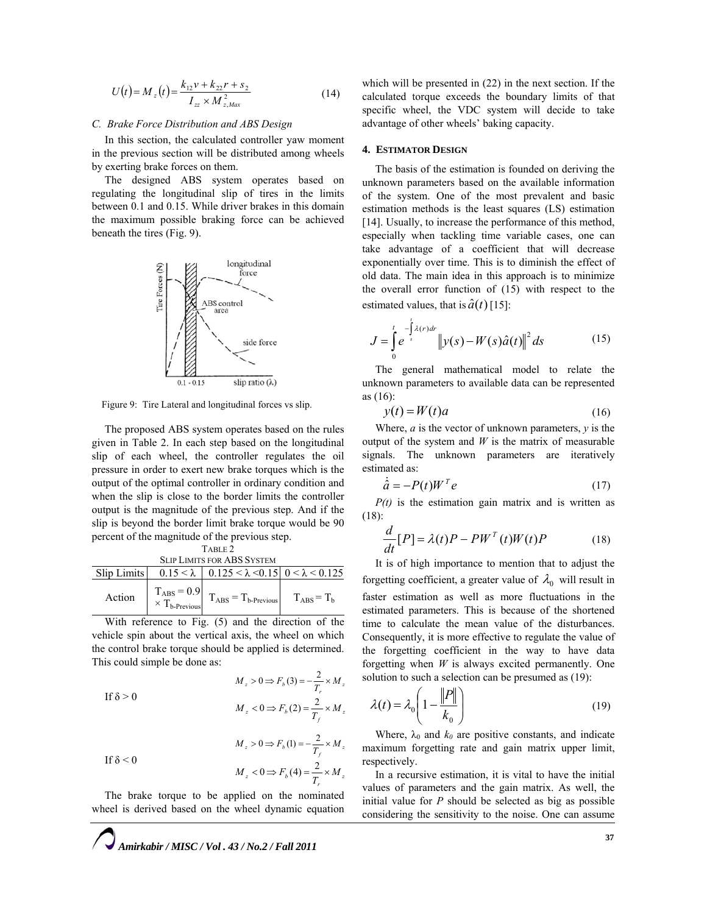$$U(t) = M_z(t) = \frac{k_{12}v + k_{22}r + s_2}{I_{zz} \times M_{z,Max}^2} \tag{14}$$

### C. Brake Force Distribution and ABS Design

In this section, the calculated controller yaw moment in the previous section will be distributed among wheels by exerting brake forces on them.

The designed ABS system operates based on regulating the longitudinal slip of tires in the limits between 0.1 and 0.15. While driver brakes in this domain the maximum possible braking force can be achieved beneath the tires (Fig. 9).

Figure 9: Tire Lateral and longitudinal forces vs slip.

The proposed ABS system operates based on the rules given in Table 2. In each step based on the longitudinal slip of each wheel, the controller regulates the oil pressure in order to exert new brake torques which is the output of the optimal controller in ordinary condition and when the slip is close to the border limits the controller output is the magnitude of the previous step. And if the slip is beyond the border limit brake torque would be 90 percent of the magnitude of the previous step.

TABLE 2
SLIP LIMITS FOR ABS SYSTEM

| Slip Limits | $0.15 < \lambda$ | $0.125 < \lambda < 0.15$ | $0 < \lambda < 0.125$ |
|---|---|---|---|
| Action | $T_{ABS} = 0.9 \times T_{b\text{-Previous}}$ | $T_{ABS} = T_{b\text{-Previous}}$ | $T_{ABS} = T_b$ |

With reference to Fig. (5) and the direction of the vehicle spin about the vertical axis, the wheel on which the control brake torque should be applied is determined. This could simple be done as:

If $\delta > 0$

$$M_z > 0 \Rightarrow F_b(3) = -\frac{2}{T_r} \times M_z$$

$$M_z < 0 \Rightarrow F_b(2) = \frac{2}{T_f} \times M_z$$

If $\delta < 0$

$$M_z > 0 \Rightarrow F_b(1) = -\frac{2}{T_f} \times M_z$$

$$M_z < 0 \Rightarrow F_b(4) = \frac{2}{T_r} \times M_z$$

The brake torque to be applied on the nominated wheel is derived based on the wheel dynamic equation which will be presented in (22) in the next section. If the calculated torque exceeds the boundary limits of that specific wheel, the VDC system will decide to take advantage of other wheels' baking capacity.

## 4. ESTIMATOR DESIGN

The basis of the estimation is founded on deriving the unknown parameters based on the available information of the system. One of the most prevalent and basic estimation methods is the least squares (LS) estimation [14]. Usually, to increase the performance of this method, especially when tackling time variable cases, one can take advantage of a coefficient that will decrease exponentially over time. This is to diminish the effect of old data. The main idea in this approach is to minimize the overall error function of (15) with respect to the estimated values, that is $\hat{a}(t)$ [15]:

$$J = \int_0^t e^{-\int_s^t \lambda(r)dr} \left\| y(s) - W(s)\hat{a}(t) \right\|^2 ds \tag{15}$$

The general mathematical model to relate the unknown parameters to available data can be represented as (16):

$$y(t) = W(t)a \tag{16}$$

Where, $a$ is the vector of unknown parameters, $y$ is the output of the system and $W$ is the matrix of measurable signals. The unknown parameters are iteratively estimated as:

$$\dot{\hat{a}} = -P(t)W^T e \tag{17}$$

$P(t)$ is the estimation gain matrix and is written as (18):

$$\frac{d}{dt}[P] = \lambda(t)P - PW^T(t)W(t)P \tag{18}$$

It is of high importance to mention that to adjust the forgetting coefficient, a greater value of $\lambda_0$ will result in faster estimation as well as more fluctuations in the estimated parameters. This is because of the shortened time to calculate the mean value of the disturbances. Consequently, it is more effective to regulate the value of the forgetting coefficient in the way to have data forgetting when $W$ is always excited permanently. One solution to such a selection can be presumed as (19):

$$\lambda(t) = \lambda_0 \left( 1 - \frac{\|P\|}{k_0} \right) \tag{19}$$

Where, $\lambda_0$ and $k_0$ are positive constants, and indicate maximum forgetting rate and gain matrix upper limit, respectively.

In a recursive estimation, it is vital to have the initial values of parameters and the gain matrix. As well, the initial value for $P$ should be selected as big as possible considering the sensitivity to the noise. One can assume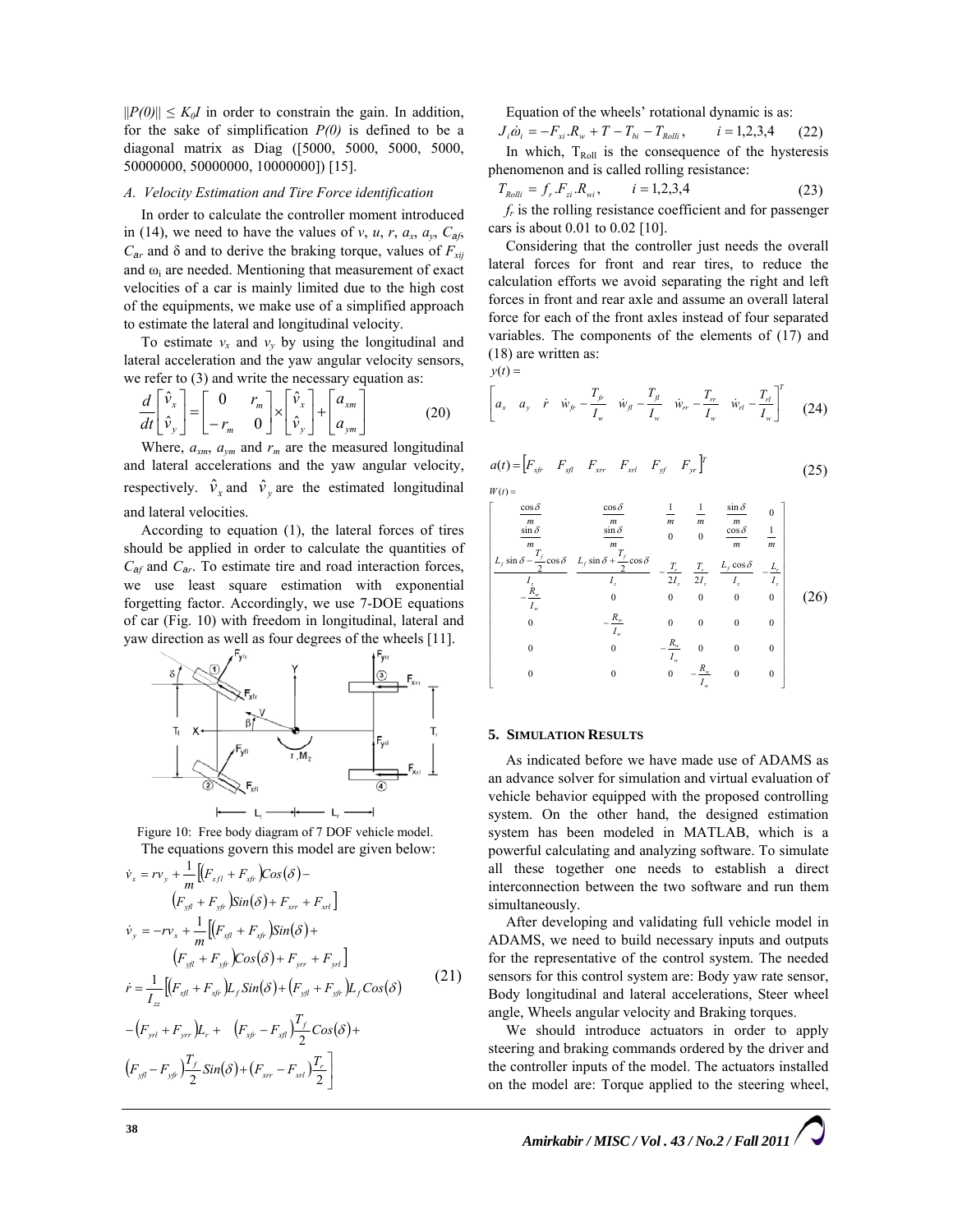$\|P(0)\| \le K_0 I$ in order to constrain the gain. In addition, for the sake of simplification $P(0)$ is defined to be a diagonal matrix as Diag ([5000, 5000, 5000, 5000, 50000000, 50000000, 10000000]) [15].

### A. Velocity Estimation and Tire Force identification

In order to calculate the controller moment introduced in (14), we need to have the values of $v$, $u$, $r$, $a_x$, $a_y$, $C_{af}$, $C_{ar}$ and δ and to derive the braking torque, values of $F_{xij}$ and $\omega_i$ are needed. Mentioning that measurement of exact velocities of a car is mainly limited due to the high cost of the equipments, we make use of a simplified approach to estimate the lateral and longitudinal velocity.

To estimate $v_x$ and $v_y$ by using the longitudinal and lateral acceleration and the yaw angular velocity sensors, we refer to (3) and write the necessary equation as:

$$\frac{d}{dt}\begin{bmatrix}\hat{v}_x \\ \hat{v}_y\end{bmatrix} = \begin{bmatrix}0 & r_m \\ -r_m & 0\end{bmatrix} \times \begin{bmatrix}\hat{v}_x \\ \hat{v}_y\end{bmatrix} + \begin{bmatrix}a_{xm} \\ a_{ym}\end{bmatrix} \tag{20}$$

Where, $a_{xm}$, $a_{ym}$ and $r_m$ are the measured longitudinal and lateral accelerations and the yaw angular velocity, respectively. $\hat{v}_x$ and $\hat{v}_y$ are the estimated longitudinal and lateral velocities.

According to equation (1), the lateral forces of tires should be applied in order to calculate the quantities of $C_{af}$ and $C_{ar}$. To estimate tire and road interaction forces, we use least square estimation with exponential forgetting factor. Accordingly, we use 7-DOE equations of car (Fig. 10) with freedom in longitudinal, lateral and yaw direction as well as four degrees of the wheels [11].

Figure 10: Free body diagram of 7 DOF vehicle model.

The equations govern this model are given below:

$$\begin{aligned}
\dot{v}_x &= r v_y + \frac{1}{m}\Big[\left(F_{xfl} + F_{xfr}\right)Cos(\delta) - \left(F_{yfl} + F_{yfr}\right)Sin(\delta) + F_{xrr} + F_{xrl}\Big] \\
\dot{v}_y &= -r v_x + \frac{1}{m}\Big[\left(F_{xfl} + F_{xfr}\right)Sin(\delta) + \left(F_{yfl} + F_{yfr}\right)Cos(\delta) + F_{yrr} + F_{yrl}\Big] \\
\dot{r} &= \frac{1}{I_{zz}}\Big[\left(F_{xfl} + F_{xfr}\right)L_f Sin(\delta) + \left(F_{yfl} + F_{yfr}\right)L_f Cos(\delta) \\
&\quad - \left(F_{yrl} + F_{yrr}\right)L_r + \left(F_{xfr} - F_{xfl}\right)\frac{T_f}{2}Cos(\delta) + \\
&\quad \left(F_{yfl} - F_{yfr}\right)\frac{T_f}{2}Sin(\delta) + \left(F_{xrr} - F_{xrl}\right)\frac{T_r}{2}\Big]
\end{aligned} \tag{21}$$

Equation of the wheels' rotational dynamic is as:

$$J_i \dot{\omega}_i = -F_{xi}.R_w + T - T_{bi} - T_{Rolli}, \qquad i = 1,2,3,4 \tag{22}$$

In which, $T_{Roll}$ is the consequence of the hysteresis phenomenon and is called rolling resistance:

$$T_{Rolli} = f_r.F_{zi}.R_{wi}, \qquad i = 1,2,3,4 \tag{23}$$

$f_r$ is the rolling resistance coefficient and for passenger cars is about 0.01 to 0.02 [10].

Considering that the controller just needs the overall lateral forces for front and rear tires, to reduce the calculation efforts we avoid separating the right and left forces in front and rear axle and assume an overall lateral force for each of the front axles instead of four separated variables. The components of the elements of (17) and (18) are written as:

$$y(t) = \begin{bmatrix} a_x & a_y & \dot{r} & \dot{w}_{fr} - \frac{T_{fr}}{I_w} & \dot{w}_{fl} - \frac{T_{fl}}{I_w} & \dot{w}_{rr} - \frac{T_{rr}}{I_w} & \dot{w}_{rl} - \frac{T_{rl}}{I_w} \end{bmatrix}^T \tag{24}$$

$$a(t) = \begin{bmatrix} F_{xfr} & F_{xfl} & F_{xrr} & F_{xrl} & F_{yf} & F_{yr} \end{bmatrix}^T \tag{25}$$

$$W(t) = \begin{bmatrix}
\frac{\cos\delta}{m} & \frac{\cos\delta}{m} & \frac{1}{m} & \frac{1}{m} & \frac{\sin\delta}{m} & 0 \\
\frac{\sin\delta}{m} & \frac{\sin\delta}{m} & 0 & 0 & \frac{\cos\delta}{m} & \frac{1}{m} \\
\frac{L_f\sin\delta - \frac{T_f}{2}\cos\delta}{I_z} & \frac{L_f\sin\delta + \frac{T_f}{2}\cos\delta}{I_z} & -\frac{T_r}{2I_z} & \frac{T_r}{2I_z} & \frac{L_f\cos\delta}{I_z} & -\frac{L_r}{I_z} \\
-\frac{R_w}{I_w} & 0 & 0 & 0 & 0 & 0 \\
0 & -\frac{R_w}{I_w} & 0 & 0 & 0 & 0 \\
0 & 0 & -\frac{R_w}{I_w} & 0 & 0 & 0 \\
0 & 0 & 0 & -\frac{R_w}{I_w} & 0 & 0
\end{bmatrix} \tag{26}$$

## 5. SIMULATION RESULTS

As indicated before we have made use of ADAMS as an advance solver for simulation and virtual evaluation of vehicle behavior equipped with the proposed controlling system. On the other hand, the designed estimation system has been modeled in MATLAB, which is a powerful calculating and analyzing software. To simulate all these together one needs to establish a direct interconnection between the two software and run them simultaneously.

After developing and validating full vehicle model in ADAMS, we need to build necessary inputs and outputs for the representative of the control system. The needed sensors for this control system are: Body yaw rate sensor, Body longitudinal and lateral accelerations, Steer wheel angle, Wheels angular velocity and Braking torques.

We should introduce actuators in order to apply steering and braking commands ordered by the driver and the controller inputs of the model. The actuators installed on the model are: Torque applied to the steering wheel,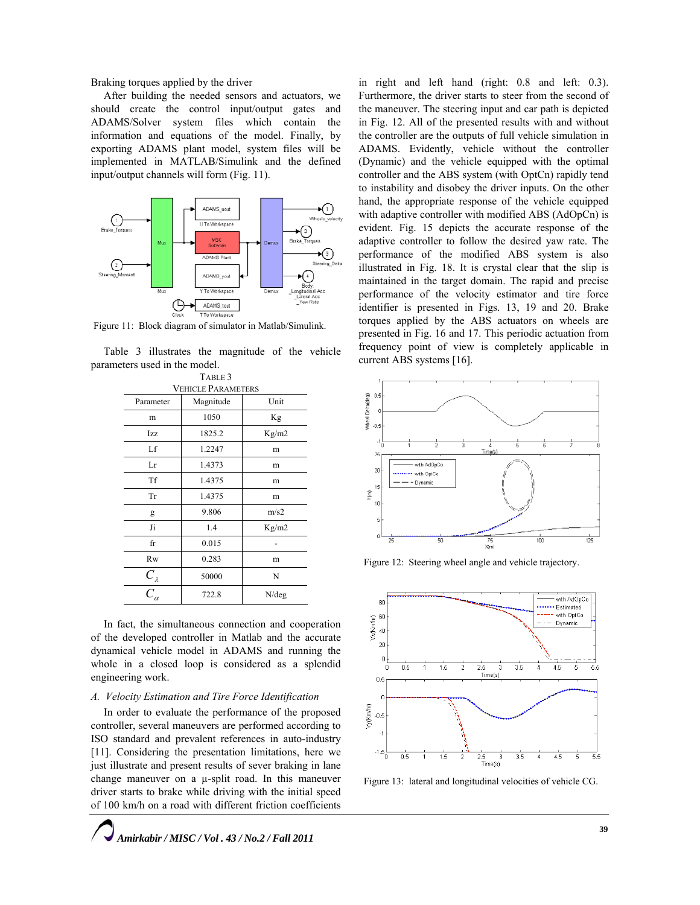Braking torques applied by the driver

After building the needed sensors and actuators, we should create the control input/output gates and ADAMS/Solver system files which contain the information and equations of the model. Finally, by exporting ADAMS plant model, system files will be implemented in MATLAB/Simulink and the defined input/output channels will form (Fig. 11).

Figure 11: Block diagram of simulator in Matlab/Simulink.

Table 3 illustrates the magnitude of the vehicle parameters used in the model.

TABLE 3
VEHICLE PARAMETERS

| Parameter | Magnitude | Unit |
|---|---|---|
| m | 1050 | Kg |
| Izz | 1825.2 | Kg/m2 |
| Lf | 1.2247 | m |
| Lr | 1.4373 | m |
| Tf | 1.4375 | m |
| Tr | 1.4375 | m |
| g | 9.806 | m/s2 |
| Ji | 1.4 | Kg/m2 |
| fr | 0.015 | - |
| Rw | 0.283 | m |
| $C_\lambda$ | 50000 | N |
| $C_\alpha$ | 722.8 | N/deg |

In fact, the simultaneous connection and cooperation of the developed controller in Matlab and the accurate dynamical vehicle model in ADAMS and running the whole in a closed loop is considered as a splendid engineering work.

### A. Velocity Estimation and Tire Force Identification

In order to evaluate the performance of the proposed controller, several maneuvers are performed according to ISO standard and prevalent references in auto-industry [11]. Considering the presentation limitations, here we just illustrate and present results of sever braking in lane change maneuver on a µ-split road. In this maneuver driver starts to brake while driving with the initial speed of 100 km/h on a road with different friction coefficients in right and left hand (right: 0.8 and left: 0.3). Furthermore, the driver starts to steer from the second of the maneuver. The steering input and car path is depicted in Fig. 12. All of the presented results with and without the controller are the outputs of full vehicle simulation in ADAMS. Evidently, vehicle without the controller (Dynamic) and the vehicle equipped with the optimal controller and the ABS system (with OptCn) rapidly tend to instability and disobey the driver inputs. On the other hand, the appropriate response of the vehicle equipped with adaptive controller with modified ABS (AdOpCn) is evident. Fig. 15 depicts the accurate response of the adaptive controller to follow the desired yaw rate. The performance of the modified ABS system is also illustrated in Fig. 18. It is crystal clear that the slip is maintained in the target domain. The rapid and precise performance of the velocity estimator and tire force identifier is presented in Figs. 13, 19 and 20. Brake torques applied by the ABS actuators on wheels are presented in Fig. 16 and 17. This periodic actuation from frequency point of view is completely applicable in current ABS systems [16].

Figure 12: Steering wheel angle and vehicle trajectory.

Figure 13: lateral and longitudinal velocities of vehicle CG.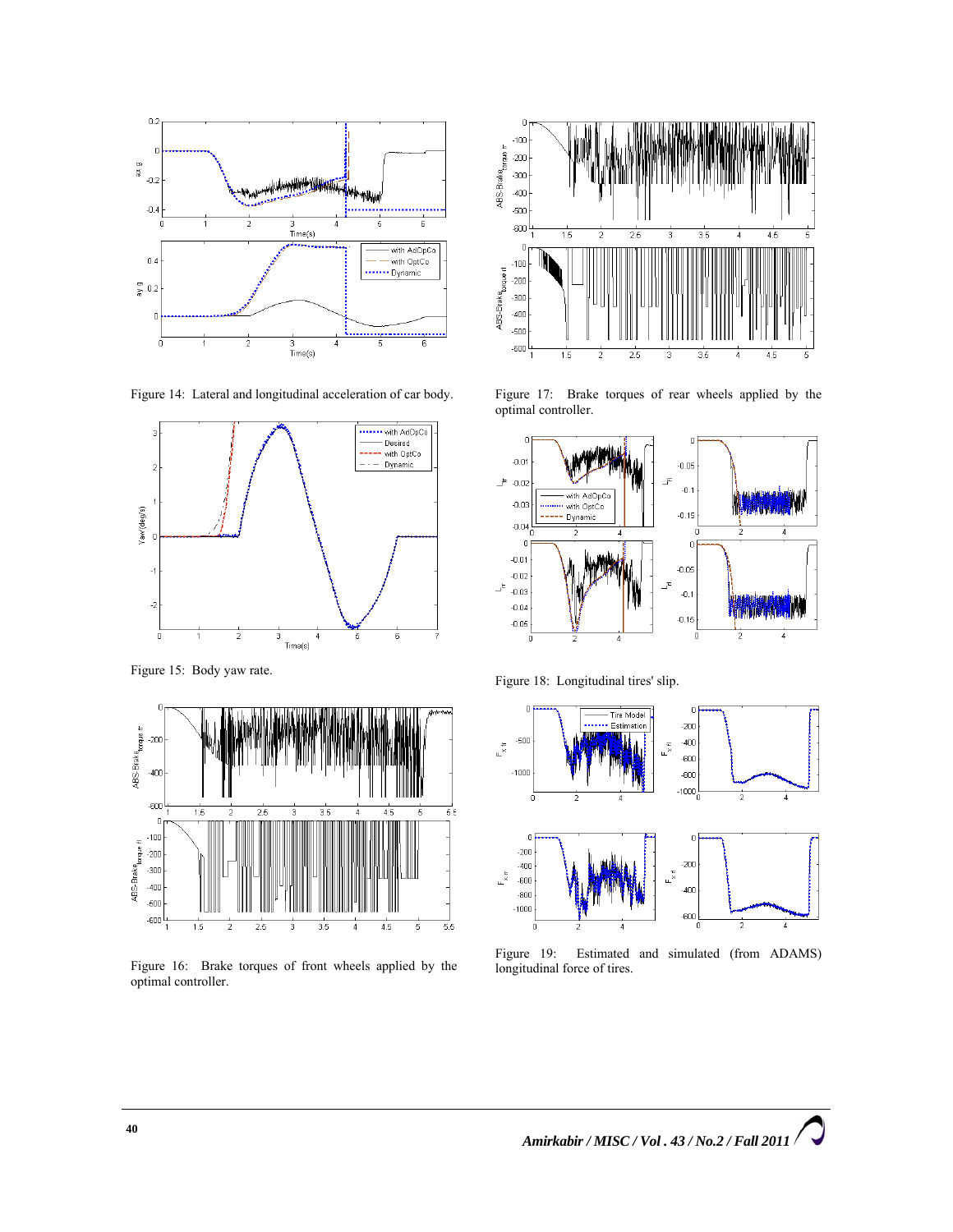Figure 14: Lateral and longitudinal acceleration of car body.

Figure 15: Body yaw rate.

Figure 16: Brake torques of front wheels applied by the optimal controller.

Figure 17: Brake torques of rear wheels applied by the optimal controller.

Figure 18: Longitudinal tires' slip.

Figure 19: Estimated and simulated (from ADAMS) longitudinal force of tires.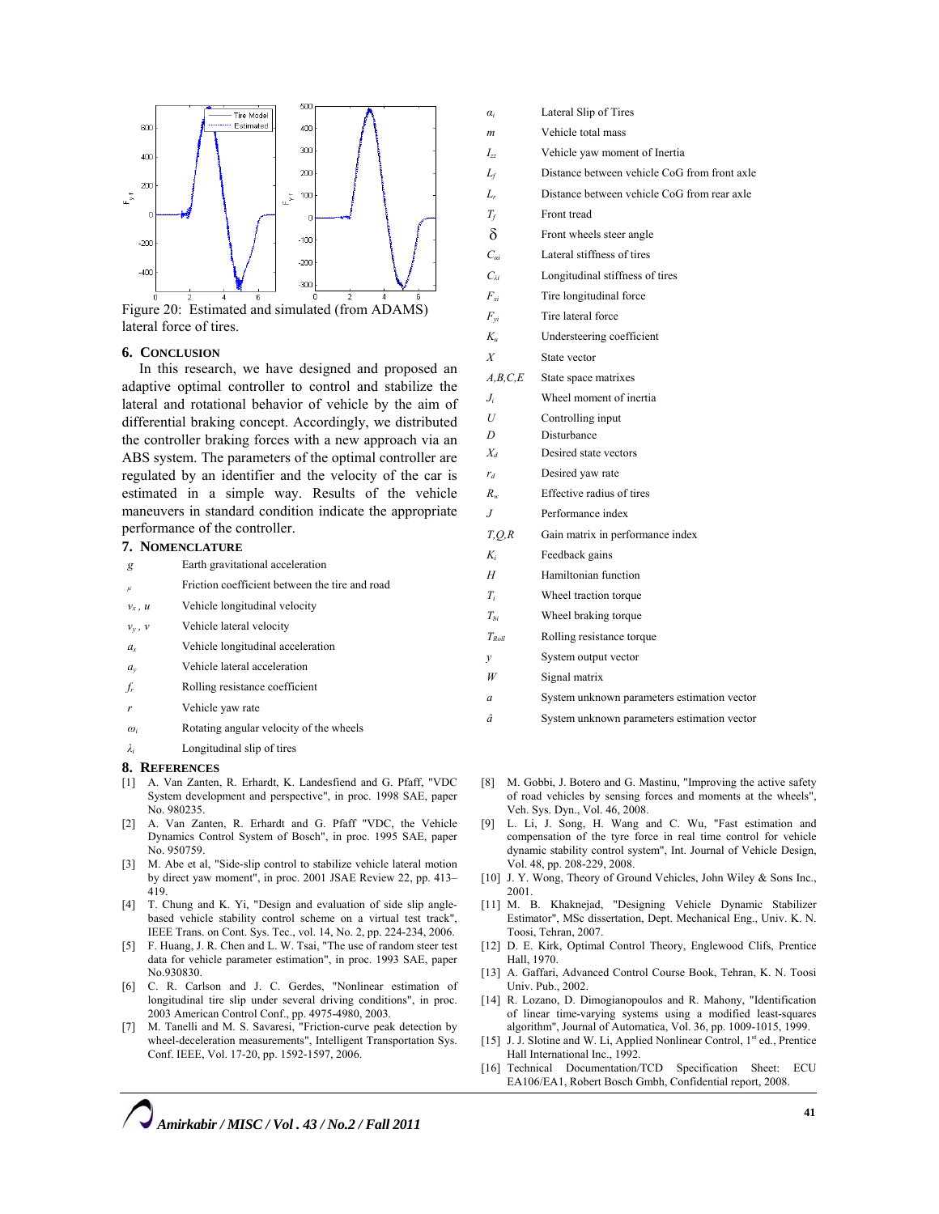Tire Model
Estimated

600
400
200
0
-200
-400

$F_{yr}$

0 2 4 6

500
400
300
200
100
0
-100
-200
-300

$F_{yr}$

0 2 4 6

Figure 20: Estimated and simulated (from ADAMS) lateral force of tires.

## 6. Conclusion

In this research, we have designed and proposed an adaptive optimal controller to control and stabilize the lateral and rotational behavior of vehicle by the aim of differential braking concept. Accordingly, we distributed the controller braking forces with a new approach via an ABS system. The parameters of the optimal controller are regulated by an identifier and the velocity of the car is estimated in a simple way. Results of the vehicle maneuvers in standard condition indicate the appropriate performance of the controller.

## 7. Nomenclature

| | |
|---|---|
| $g$ | Earth gravitational acceleration |
| $\mu$ | Friction coefficient between the tire and road |
| $v_x$ , $u$ | Vehicle longitudinal velocity |
| $v_y$ , $v$ | Vehicle lateral velocity |
| $a_x$ | Vehicle longitudinal acceleration |
| $a_y$ | Vehicle lateral acceleration |
| $f_r$ | Rolling resistance coefficient |
| $r$ | Vehicle yaw rate |
| $\omega_i$ | Rotating angular velocity of the wheels |
| $\lambda_i$ | Longitudinal slip of tires |
| $\alpha_i$ | Lateral Slip of Tires |
| $m$ | Vehicle total mass |
| $I_{zz}$ | Vehicle yaw moment of Inertia |
| $L_f$ | Distance between vehicle CoG from front axle |
| $L_r$ | Distance between vehicle CoG from rear axle |
| $T_f$ | Front tread |
| $\delta$ | Front wheels steer angle |
| $C_{\alpha i}$ | Lateral stiffness of tires |
| $C_{\lambda i}$ | Longitudinal stiffness of tires |
| $F_{xi}$ | Tire longitudinal force |
| $F_{yi}$ | Tire lateral force |
| $K_u$ | Understeering coefficient |
| $X$ | State vector |
| $A,B,C,E$ | State space matrixes |
| $J_i$ | Wheel moment of inertia |
| $U$ | Controlling input |
| $D$ | Disturbance |
| $X_d$ | Desired state vectors |
| $r_d$ | Desired yaw rate |
| $R_w$ | Effective radius of tires |
| $J$ | Performance index |
| $T,Q,R$ | Gain matrix in performance index |
| $K_i$ | Feedback gains |
| $H$ | Hamiltonian function |
| $T_t$ | Wheel traction torque |
| $T_{bi}$ | Wheel braking torque |
| $T_{Roll}$ | Rolling resistance torque |
| $y$ | System output vector |
| $W$ | Signal matrix |
| $a$ | System unknown parameters estimation vector |
| $\hat{a}$ | System unknown parameters estimation vector |

## 8. References

[1] A. Van Zanten, R. Erhardt, K. Landesfiend and G. Pfaff, "VDC System development and perspective", in proc. 1998 SAE, paper No. 980235.

[2] A. Van Zanten, R. Erhardt and G. Pfaff "VDC, the Vehicle Dynamics Control System of Bosch", in proc. 1995 SAE, paper No. 950759.

[3] M. Abe et al, "Side-slip control to stabilize vehicle lateral motion by direct yaw moment", in proc. 2001 JSAE Review 22, pp. 413–419.

[4] T. Chung and K. Yi, "Design and evaluation of side slip angle-based vehicle stability control scheme on a virtual test track", IEEE Trans. on Cont. Sys. Tec., vol. 14, No. 2, pp. 224-234, 2006.

[5] F. Huang, J. R. Chen and L. W. Tsai, "The use of random steer test data for vehicle parameter estimation", in proc. 1993 SAE, paper No.930830.

[6] C. R. Carlson and J. C. Gerdes, "Nonlinear estimation of longitudinal tire slip under several driving conditions", in proc. 2003 American Control Conf., pp. 4975-4980, 2003.

[7] M. Tanelli and M. S. Savaresi, "Friction-curve peak detection by wheel-deceleration measurements", Intelligent Transportation Sys. Conf. IEEE, Vol. 17-20, pp. 1592-1597, 2006.

[8] M. Gobbi, J. Botero and G. Mastinu, "Improving the active safety of road vehicles by sensing forces and moments at the wheels", Veh. Sys. Dyn., Vol. 46, 2008.

[9] L. Li, J. Song, H. Wang and C. Wu, "Fast estimation and compensation of the tyre force in real time control for vehicle dynamic stability control system", Int. Journal of Vehicle Design, Vol. 48, pp. 208-229, 2008.

[10] J. Y. Wong, Theory of Ground Vehicles, John Wiley & Sons Inc., 2001.

[11] M. B. Khaknejad, "Designing Vehicle Dynamic Stabilizer Estimator", MSc dissertation, Dept. Mechanical Eng., Univ. K. N. Toosi, Tehran, 2007.

[12] D. E. Kirk, Optimal Control Theory, Englewood Clifs, Prentice Hall, 1970.

[13] A. Gaffari, Advanced Control Course Book, Tehran, K. N. Toosi Univ. Pub., 2002.

[14] R. Lozano, D. Dimogianopoulos and R. Mahony, "Identification of linear time-varying systems using a modified least-squares algorithm", Journal of Automatica, Vol. 36, pp. 1009-1015, 1999.

[15] J. J. Slotine and W. Li, Applied Nonlinear Control, 1st ed., Prentice Hall International Inc., 1992.

[16] Technical Documentation/TCD Specification Sheet: ECU EA106/EA1, Robert Bosch Gmbh, Confidential report, 2008.